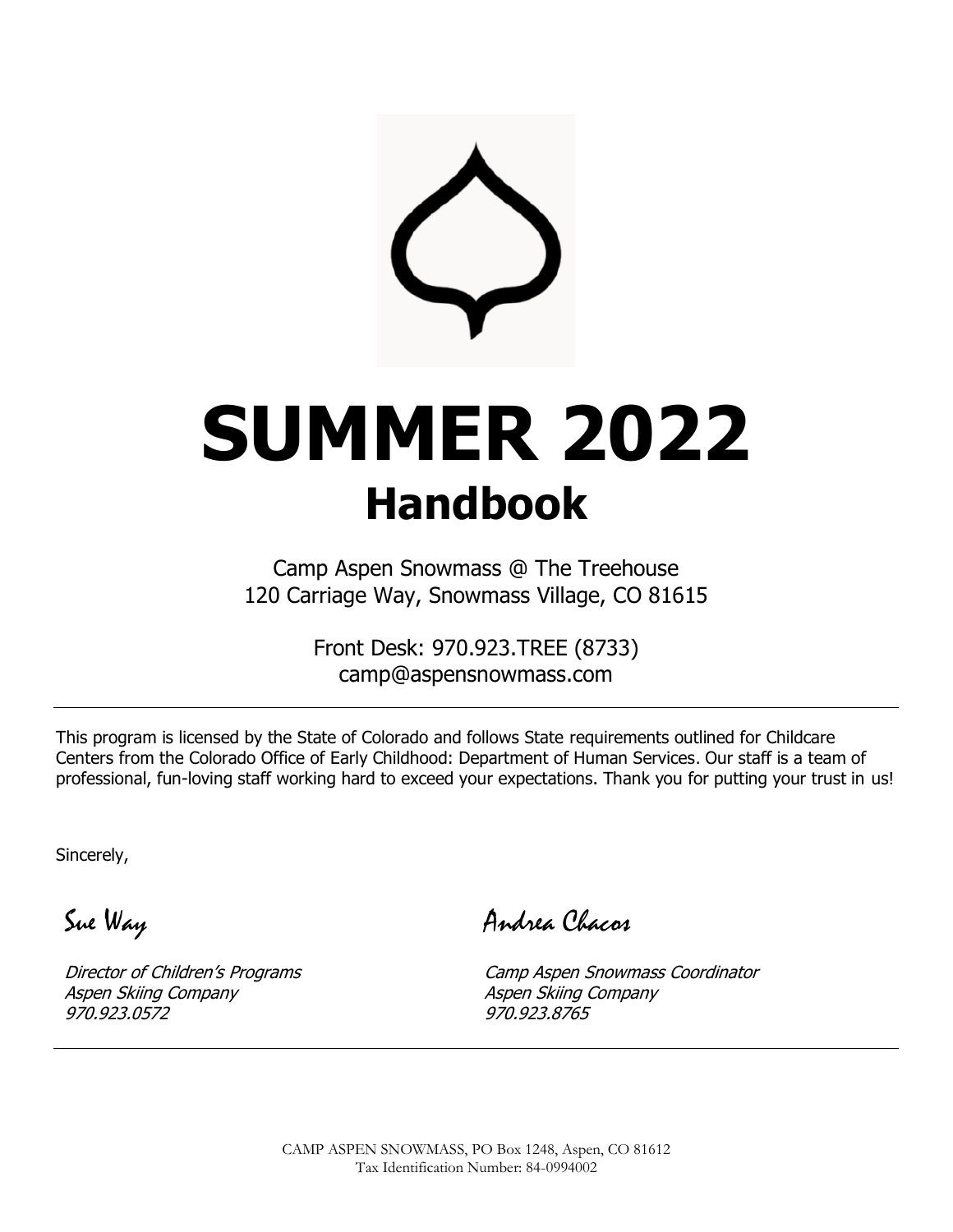# SUMMER 2022

## Handbook

Camp Aspen Snowmass @ The Treehouse
120 Carriage Way, Snowmass Village, CO 81615

Front Desk: 970.923.TREE (8733)
camp@aspensnowmass.com

---

This program is licensed by the State of Colorado and follows State requirements outlined for Childcare Centers from the Colorado Office of Early Childhood: Department of Human Services. Our staff is a team of professional, fun-loving staff working hard to exceed your expectations. Thank you for putting your trust in us!

Sincerely,

Sue Way

*Director of Children's Programs*
*Aspen Skiing Company*
*970.923.0572*

Andrea Chacos

*Camp Aspen Snowmass Coordinator*
*Aspen Skiing Company*
*970.923.8765*

---

CAMP ASPEN SNOWMASS, PO Box 1248, Aspen, CO 81612
Tax Identification Number: 84-0994002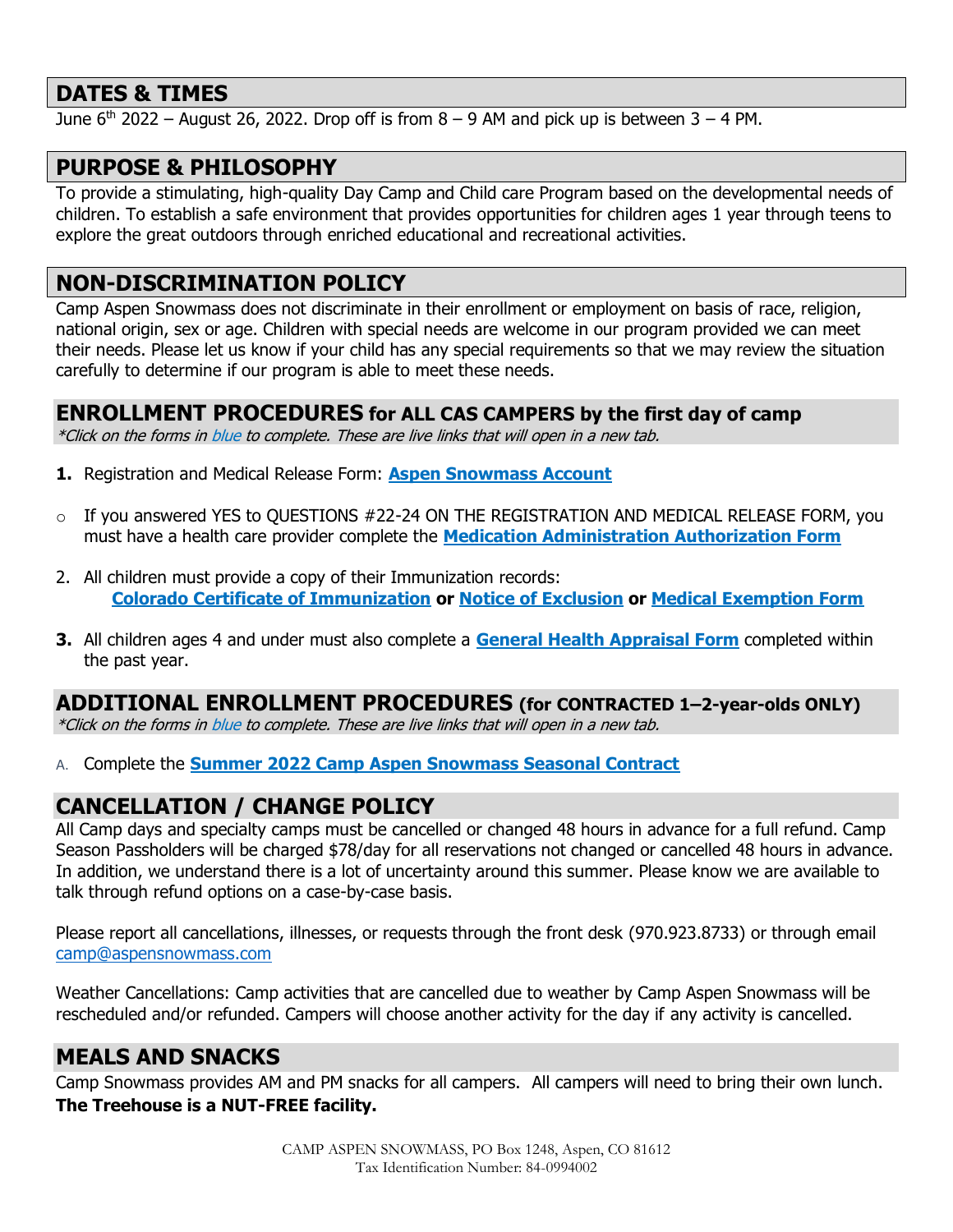## DATES & TIMES

June 6th 2022 – August 26, 2022. Drop off is from 8 – 9 AM and pick up is between 3 – 4 PM.

## PURPOSE & PHILOSOPHY

To provide a stimulating, high-quality Day Camp and Child care Program based on the developmental needs of children. To establish a safe environment that provides opportunities for children ages 1 year through teens to explore the great outdoors through enriched educational and recreational activities.

## NON-DISCRIMINATION POLICY

Camp Aspen Snowmass does not discriminate in their enrollment or employment on basis of race, religion, national origin, sex or age. Children with special needs are welcome in our program provided we can meet their needs. Please let us know if your child has any special requirements so that we may review the situation carefully to determine if our program is able to meet these needs.

## ENROLLMENT PROCEDURES for ALL CAS CAMPERS by the first day of camp

*\*Click on the forms in blue to complete. These are live links that will open in a new tab.*

1. Registration and Medical Release Form: **Aspen Snowmass Account**
   - If you answered YES to QUESTIONS #22-24 ON THE REGISTRATION AND MEDICAL RELEASE FORM, you must have a health care provider complete the **Medication Administration Authorization Form**
2. All children must provide a copy of their Immunization records:
   **Colorado Certificate of Immunization** **or** **Notice of Exclusion** **or** **Medical Exemption Form**
3. All children ages 4 and under must also complete a **General Health Appraisal Form** completed within the past year.

## ADDITIONAL ENROLLMENT PROCEDURES (for CONTRACTED 1–2-year-olds ONLY)

*\*Click on the forms in blue to complete. These are live links that will open in a new tab.*

A. Complete the **Summer 2022 Camp Aspen Snowmass Seasonal Contract**

## CANCELLATION / CHANGE POLICY

All Camp days and specialty camps must be cancelled or changed 48 hours in advance for a full refund. Camp Season Passholders will be charged $78/day for all reservations not changed or cancelled 48 hours in advance. In addition, we understand there is a lot of uncertainty around this summer. Please know we are available to talk through refund options on a case-by-case basis.

Please report all cancellations, illnesses, or requests through the front desk (970.923.8733) or through email camp@aspensnowmass.com

Weather Cancellations: Camp activities that are cancelled due to weather by Camp Aspen Snowmass will be rescheduled and/or refunded. Campers will choose another activity for the day if any activity is cancelled.

## MEALS AND SNACKS

Camp Snowmass provides AM and PM snacks for all campers. All campers will need to bring their own lunch. **The Treehouse is a NUT-FREE facility.**

CAMP ASPEN SNOWMASS, PO Box 1248, Aspen, CO 81612
Tax Identification Number: 84-0994002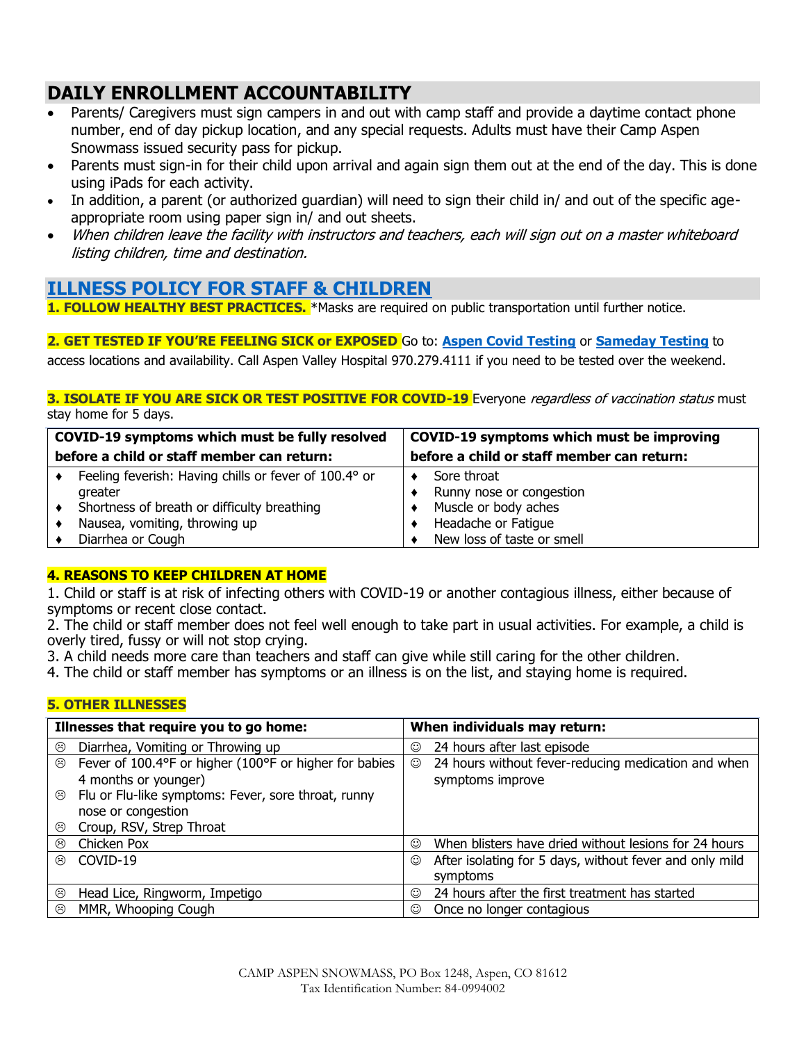## DAILY ENROLLMENT ACCOUNTABILITY

- Parents/ Caregivers must sign campers in and out with camp staff and provide a daytime contact phone number, end of day pickup location, and any special requests. Adults must have their Camp Aspen Snowmass issued security pass for pickup.
- Parents must sign-in for their child upon arrival and again sign them out at the end of the day. This is done using iPads for each activity.
- In addition, a parent (or authorized guardian) will need to sign their child in/ and out of the specific age-appropriate room using paper sign in/ and out sheets.
- *When children leave the facility with instructors and teachers, each will sign out on a master whiteboard listing children, time and destination.*

## ILLNESS POLICY FOR STAFF & CHILDREN

**1. FOLLOW HEALTHY BEST PRACTICES.** *Masks are required on public transportation until further notice.

**2. GET TESTED IF YOU'RE FEELING SICK or EXPOSED** Go to: **Aspen Covid Testing** or **Sameday Testing** to access locations and availability. Call Aspen Valley Hospital 970.279.4111 if you need to be tested over the weekend.

**3. ISOLATE IF YOU ARE SICK OR TEST POSITIVE FOR COVID-19** Everyone *regardless of vaccination status* must stay home for 5 days.

| COVID-19 symptoms which must be fully resolved before a child or staff member can return: | COVID-19 symptoms which must be improving before a child or staff member can return: |
|---|---|
| ♦ Feeling feverish: Having chills or fever of 100.4° or greater<br>♦ Shortness of breath or difficulty breathing<br>♦ Nausea, vomiting, throwing up<br>♦ Diarrhea or Cough | ♦ Sore throat<br>♦ Runny nose or congestion<br>♦ Muscle or body aches<br>♦ Headache or Fatigue<br>♦ New loss of taste or smell |

**4. REASONS TO KEEP CHILDREN AT HOME**

1. Child or staff is at risk of infecting others with COVID-19 or another contagious illness, either because of symptoms or recent close contact.
2. The child or staff member does not feel well enough to take part in usual activities. For example, a child is overly tired, fussy or will not stop crying.
3. A child needs more care than teachers and staff can give while still caring for the other children.
4. The child or staff member has symptoms or an illness is on the list, and staying home is required.

**5. OTHER ILLNESSES**

| Illnesses that require you to go home: | When individuals may return: |
|---|---|
| ☹ Diarrhea, Vomiting or Throwing up | ☺ 24 hours after last episode |
| ☹ Fever of 100.4°F or higher (100°F or higher for babies 4 months or younger)<br>☹ Flu or Flu-like symptoms: Fever, sore throat, runny nose or congestion<br>☹ Croup, RSV, Strep Throat | ☺ 24 hours without fever-reducing medication and when symptoms improve |
| ☹ Chicken Pox | ☺ When blisters have dried without lesions for 24 hours |
| ☹ COVID-19 | ☺ After isolating for 5 days, without fever and only mild symptoms |
| ☹ Head Lice, Ringworm, Impetigo | ☺ 24 hours after the first treatment has started |
| ☹ MMR, Whooping Cough | ☺ Once no longer contagious |

CAMP ASPEN SNOWMASS, PO Box 1248, Aspen, CO 81612
Tax Identification Number: 84-0994002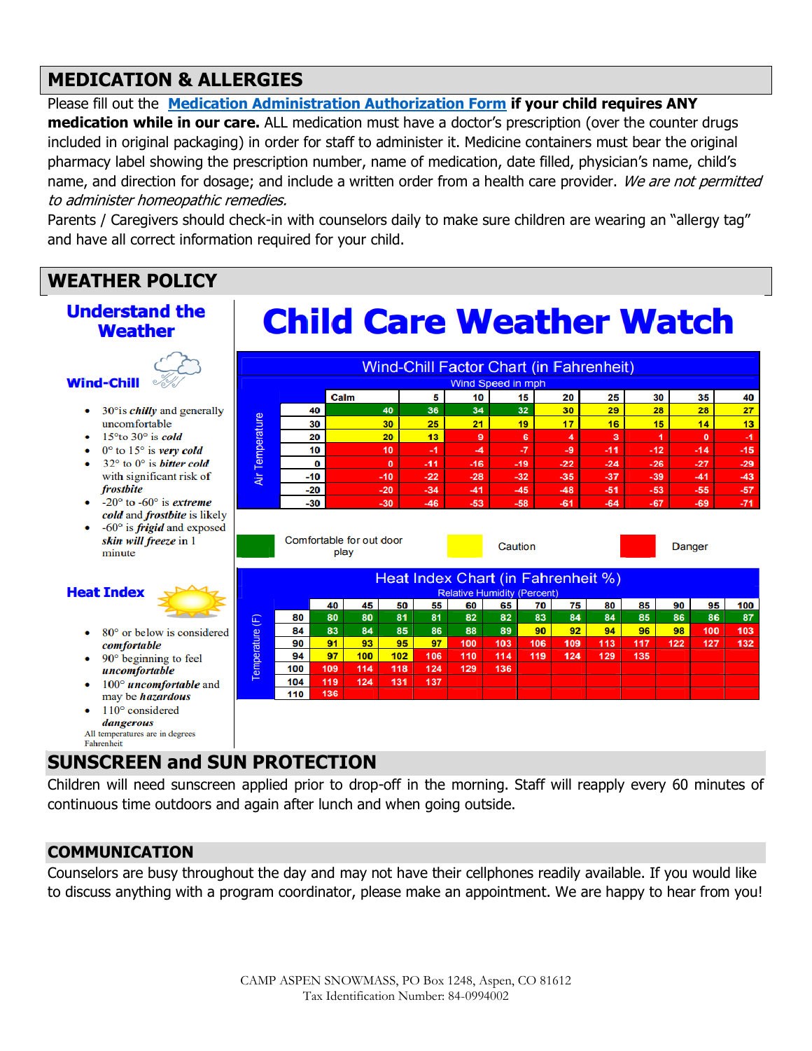## MEDICATION & ALLERGIES

Please fill out the **Medication Administration Authorization Form** **if your child requires ANY medication while in our care.** ALL medication must have a doctor's prescription (over the counter drugs included in original packaging) in order for staff to administer it. Medicine containers must bear the original pharmacy label showing the prescription number, name of medication, date filled, physician's name, child's name, and direction for dosage; and include a written order from a health care provider. *We are not permitted to administer homeopathic remedies.*

Parents / Caregivers should check-in with counselors daily to make sure children are wearing an "allergy tag" and have all correct information required for your child.

## WEATHER POLICY

### Understand the Weather

**Wind-Chill**

- 30° is *chilly* and generally uncomfortable
- 15° to 30° is *cold*
- 0° to 15° is *very cold*
- 32° to 0° is *bitter cold* with significant risk of *frostbite*
- -20° to -60° is *extreme cold* and *frostbite* is likely
- -60° is *frigid* and exposed *skin will freeze* in 1 minute

**Heat Index**

- 80° or below is considered *comfortable*
- 90° beginning to feel *uncomfortable*
- 100° *uncomfortable* and may be *hazardous*
- 110° considered *dangerous*

All temperatures are in degrees Fahrenheit

# Child Care Weather Watch

**Wind-Chill Factor Chart (in Fahrenheit)**

Wind Speed in mph (columns); Air Temperature (rows)

| Air Temperature | Calm | 5 | 10 | 15 | 20 | 25 | 30 | 35 | 40 |
|---|---|---|---|---|---|---|---|---|---|
| 40 | 40 | 36 | 34 | 32 | 30 | 29 | 28 | 28 | 27 |
| 30 | 30 | 25 | 21 | 19 | 17 | 16 | 15 | 14 | 13 |
| 20 | 20 | 13 | 9 | 6 | 4 | 3 | 1 | 0 | -1 |
| 10 | 10 | -1 | -4 | -7 | -9 | -11 | -12 | -14 | -15 |
| 0 | 0 | -11 | -16 | -19 | -22 | -24 | -26 | -27 | -29 |
| -10 | -10 | -22 | -28 | -32 | -35 | -37 | -39 | -41 | -43 |
| -20 | -20 | -34 | -41 | -45 | -48 | -51 | -53 | -55 | -57 |
| -30 | -30 | -46 | -53 | -58 | -61 | -64 | -67 | -69 | -71 |

Green: Comfortable for out door play — Yellow: Caution — Red: Danger

**Heat Index Chart (in Fahrenheit %)**

Relative Humidity (Percent) (columns); Temperature (F) (rows)

| Temperature (F) | 40 | 45 | 50 | 55 | 60 | 65 | 70 | 75 | 80 | 85 | 90 | 95 | 100 |
|---|---|---|---|---|---|---|---|---|---|---|---|---|---|
| 80 | 80 | 80 | 81 | 81 | 82 | 82 | 83 | 84 | 84 | 85 | 86 | 86 | 87 |
| 84 | 83 | 84 | 85 | 86 | 88 | 89 | 90 | 92 | 94 | 96 | 98 | 100 | 103 |
| 90 | 91 | 93 | 95 | 97 | 100 | 103 | 106 | 109 | 113 | 117 | 122 | 127 | 132 |
| 94 | 97 | 100 | 102 | 106 | 110 | 114 | 119 | 124 | 129 | 135 | | | |
| 100 | 109 | 114 | 118 | 124 | 129 | 136 | | | | | | | |
| 104 | 119 | 124 | 131 | 137 | | | | | | | | | |
| 110 | 136 | | | | | | | | | | | | |

## SUNSCREEN and SUN PROTECTION

Children will need sunscreen applied prior to drop-off in the morning. Staff will reapply every 60 minutes of continuous time outdoors and again after lunch and when going outside.

## COMMUNICATION

Counselors are busy throughout the day and may not have their cellphones readily available. If you would like to discuss anything with a program coordinator, please make an appointment. We are happy to hear from you!

CAMP ASPEN SNOWMASS, PO Box 1248, Aspen, CO 81612
Tax Identification Number: 84-0994002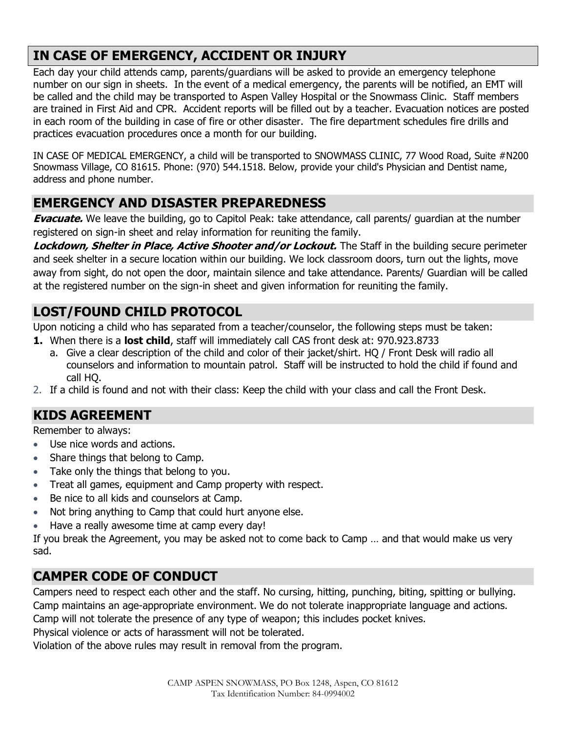## IN CASE OF EMERGENCY, ACCIDENT OR INJURY

Each day your child attends camp, parents/guardians will be asked to provide an emergency telephone number on our sign in sheets. In the event of a medical emergency, the parents will be notified, an EMT will be called and the child may be transported to Aspen Valley Hospital or the Snowmass Clinic. Staff members are trained in First Aid and CPR. Accident reports will be filled out by a teacher. Evacuation notices are posted in each room of the building in case of fire or other disaster. The fire department schedules fire drills and practices evacuation procedures once a month for our building.

IN CASE OF MEDICAL EMERGENCY, a child will be transported to SNOWMASS CLINIC, 77 Wood Road, Suite #N200 Snowmass Village, CO 81615. Phone: (970) 544.1518. Below, provide your child's Physician and Dentist name, address and phone number.

## EMERGENCY AND DISASTER PREPAREDNESS

***Evacuate.*** We leave the building, go to Capitol Peak: take attendance, call parents/ guardian at the number registered on sign-in sheet and relay information for reuniting the family.

***Lockdown, Shelter in Place, Active Shooter and/or Lockout.*** The Staff in the building secure perimeter and seek shelter in a secure location within our building. We lock classroom doors, turn out the lights, move away from sight, do not open the door, maintain silence and take attendance. Parents/ Guardian will be called at the registered number on the sign-in sheet and given information for reuniting the family.

## LOST/FOUND CHILD PROTOCOL

Upon noticing a child who has separated from a teacher/counselor, the following steps must be taken:

1. When there is a **lost child**, staff will immediately call CAS front desk at: 970.923.8733
   a. Give a clear description of the child and color of their jacket/shirt. HQ / Front Desk will radio all counselors and information to mountain patrol. Staff will be instructed to hold the child if found and call HQ.
2. If a child is found and not with their class: Keep the child with your class and call the Front Desk.

## KIDS AGREEMENT

Remember to always:

- Use nice words and actions.
- Share things that belong to Camp.
- Take only the things that belong to you.
- Treat all games, equipment and Camp property with respect.
- Be nice to all kids and counselors at Camp.
- Not bring anything to Camp that could hurt anyone else.
- Have a really awesome time at camp every day!

If you break the Agreement, you may be asked not to come back to Camp … and that would make us very sad.

## CAMPER CODE OF CONDUCT

Campers need to respect each other and the staff. No cursing, hitting, punching, biting, spitting or bullying.
Camp maintains an age-appropriate environment. We do not tolerate inappropriate language and actions.
Camp will not tolerate the presence of any type of weapon; this includes pocket knives.
Physical violence or acts of harassment will not be tolerated.
Violation of the above rules may result in removal from the program.

CAMP ASPEN SNOWMASS, PO Box 1248, Aspen, CO 81612
Tax Identification Number: 84-0994002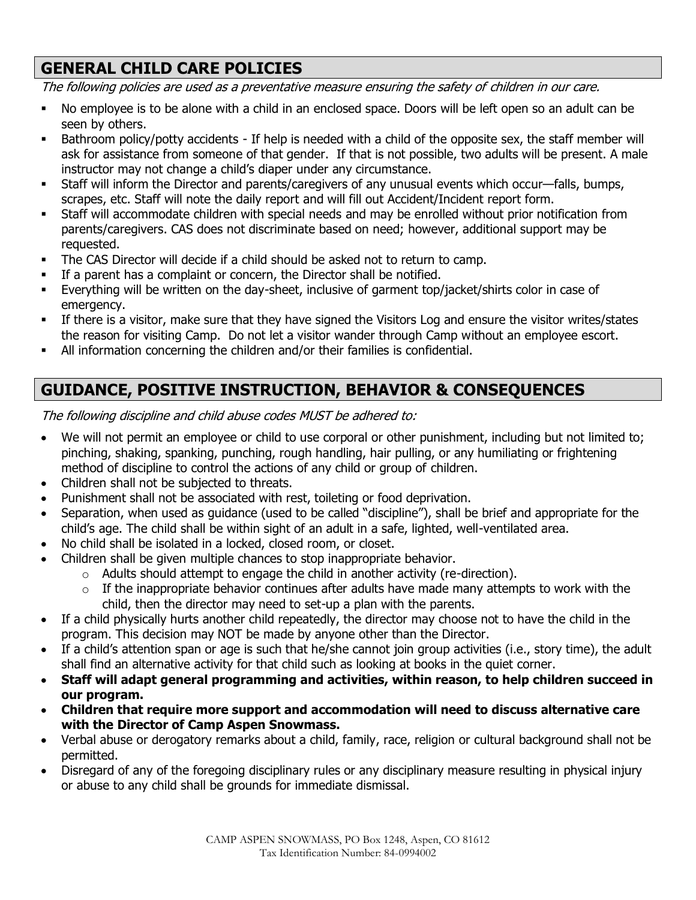## GENERAL CHILD CARE POLICIES

*The following policies are used as a preventative measure ensuring the safety of children in our care.*

- No employee is to be alone with a child in an enclosed space. Doors will be left open so an adult can be seen by others.
- Bathroom policy/potty accidents - If help is needed with a child of the opposite sex, the staff member will ask for assistance from someone of that gender. If that is not possible, two adults will be present. A male instructor may not change a child's diaper under any circumstance.
- Staff will inform the Director and parents/caregivers of any unusual events which occur—falls, bumps, scrapes, etc. Staff will note the daily report and will fill out Accident/Incident report form.
- Staff will accommodate children with special needs and may be enrolled without prior notification from parents/caregivers. CAS does not discriminate based on need; however, additional support may be requested.
- The CAS Director will decide if a child should be asked not to return to camp.
- If a parent has a complaint or concern, the Director shall be notified.
- Everything will be written on the day-sheet, inclusive of garment top/jacket/shirts color in case of emergency.
- If there is a visitor, make sure that they have signed the Visitors Log and ensure the visitor writes/states the reason for visiting Camp. Do not let a visitor wander through Camp without an employee escort.
- All information concerning the children and/or their families is confidential.

## GUIDANCE, POSITIVE INSTRUCTION, BEHAVIOR & CONSEQUENCES

*The following discipline and child abuse codes MUST be adhered to:*

- We will not permit an employee or child to use corporal or other punishment, including but not limited to; pinching, shaking, spanking, punching, rough handling, hair pulling, or any humiliating or frightening method of discipline to control the actions of any child or group of children.
- Children shall not be subjected to threats.
- Punishment shall not be associated with rest, toileting or food deprivation.
- Separation, when used as guidance (used to be called "discipline"), shall be brief and appropriate for the child's age. The child shall be within sight of an adult in a safe, lighted, well-ventilated area.
- No child shall be isolated in a locked, closed room, or closet.
- Children shall be given multiple chances to stop inappropriate behavior.
  - Adults should attempt to engage the child in another activity (re-direction).
  - If the inappropriate behavior continues after adults have made many attempts to work with the child, then the director may need to set-up a plan with the parents.
- If a child physically hurts another child repeatedly, the director may choose not to have the child in the program. This decision may NOT be made by anyone other than the Director.
- If a child's attention span or age is such that he/she cannot join group activities (i.e., story time), the adult shall find an alternative activity for that child such as looking at books in the quiet corner.
- **Staff will adapt general programming and activities, within reason, to help children succeed in our program.**
- **Children that require more support and accommodation will need to discuss alternative care with the Director of Camp Aspen Snowmass.**
- Verbal abuse or derogatory remarks about a child, family, race, religion or cultural background shall not be permitted.
- Disregard of any of the foregoing disciplinary rules or any disciplinary measure resulting in physical injury or abuse to any child shall be grounds for immediate dismissal.

CAMP ASPEN SNOWMASS, PO Box 1248, Aspen, CO 81612
Tax Identification Number: 84-0994002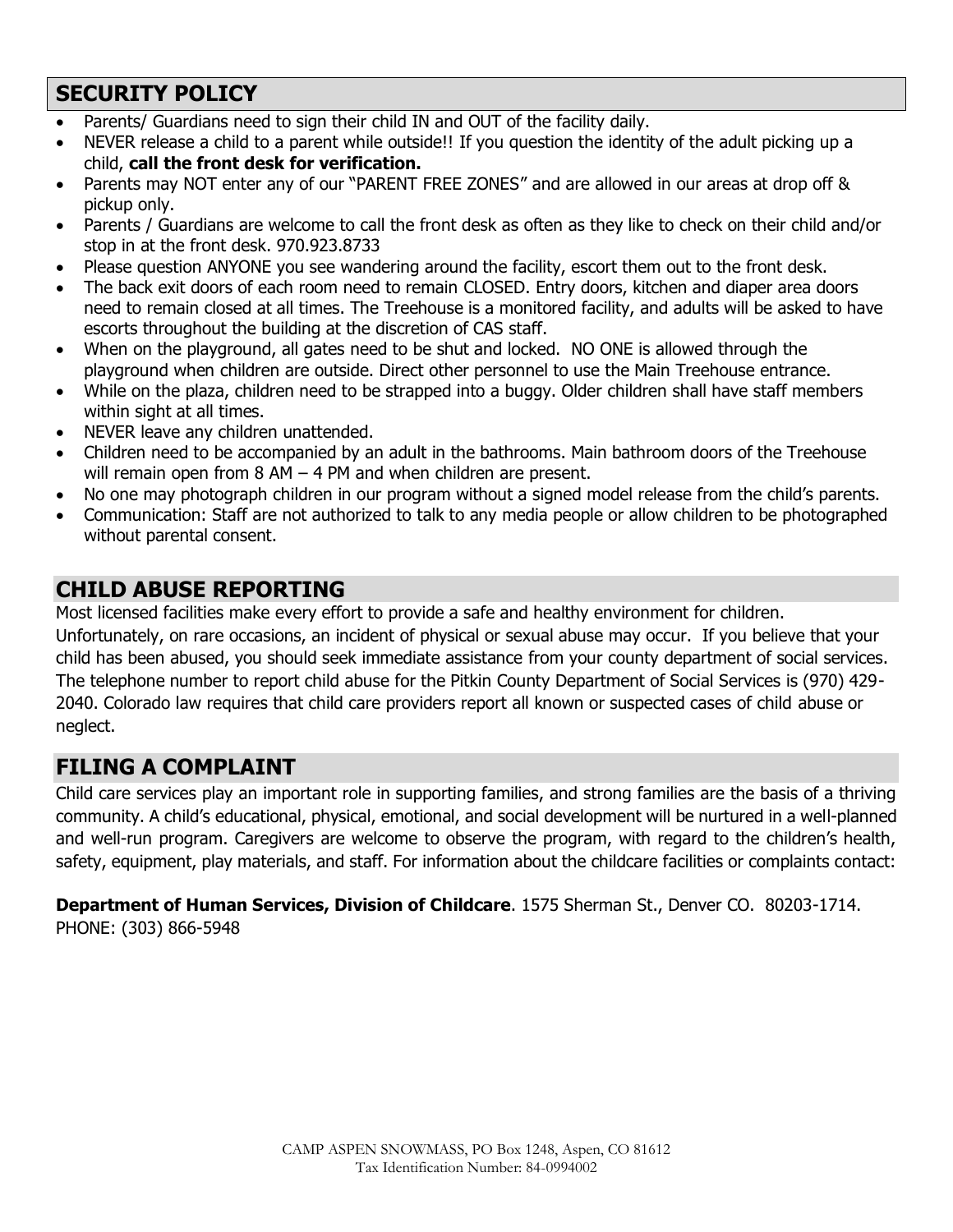## SECURITY POLICY

- Parents/ Guardians need to sign their child IN and OUT of the facility daily.
- NEVER release a child to a parent while outside!! If you question the identity of the adult picking up a child, **call the front desk for verification.**
- Parents may NOT enter any of our "PARENT FREE ZONES" and are allowed in our areas at drop off & pickup only.
- Parents / Guardians are welcome to call the front desk as often as they like to check on their child and/or stop in at the front desk. 970.923.8733
- Please question ANYONE you see wandering around the facility, escort them out to the front desk.
- The back exit doors of each room need to remain CLOSED. Entry doors, kitchen and diaper area doors need to remain closed at all times. The Treehouse is a monitored facility, and adults will be asked to have escorts throughout the building at the discretion of CAS staff.
- When on the playground, all gates need to be shut and locked. NO ONE is allowed through the playground when children are outside. Direct other personnel to use the Main Treehouse entrance.
- While on the plaza, children need to be strapped into a buggy. Older children shall have staff members within sight at all times.
- NEVER leave any children unattended.
- Children need to be accompanied by an adult in the bathrooms. Main bathroom doors of the Treehouse will remain open from 8 AM – 4 PM and when children are present.
- No one may photograph children in our program without a signed model release from the child's parents.
- Communication: Staff are not authorized to talk to any media people or allow children to be photographed without parental consent.

## CHILD ABUSE REPORTING

Most licensed facilities make every effort to provide a safe and healthy environment for children. Unfortunately, on rare occasions, an incident of physical or sexual abuse may occur. If you believe that your child has been abused, you should seek immediate assistance from your county department of social services. The telephone number to report child abuse for the Pitkin County Department of Social Services is (970) 429-2040. Colorado law requires that child care providers report all known or suspected cases of child abuse or neglect.

## FILING A COMPLAINT

Child care services play an important role in supporting families, and strong families are the basis of a thriving community. A child's educational, physical, emotional, and social development will be nurtured in a well-planned and well-run program. Caregivers are welcome to observe the program, with regard to the children's health, safety, equipment, play materials, and staff. For information about the childcare facilities or complaints contact:

**Department of Human Services, Division of Childcare**. 1575 Sherman St., Denver CO. 80203-1714.
PHONE: (303) 866-5948

CAMP ASPEN SNOWMASS, PO Box 1248, Aspen, CO 81612
Tax Identification Number: 84-0994002